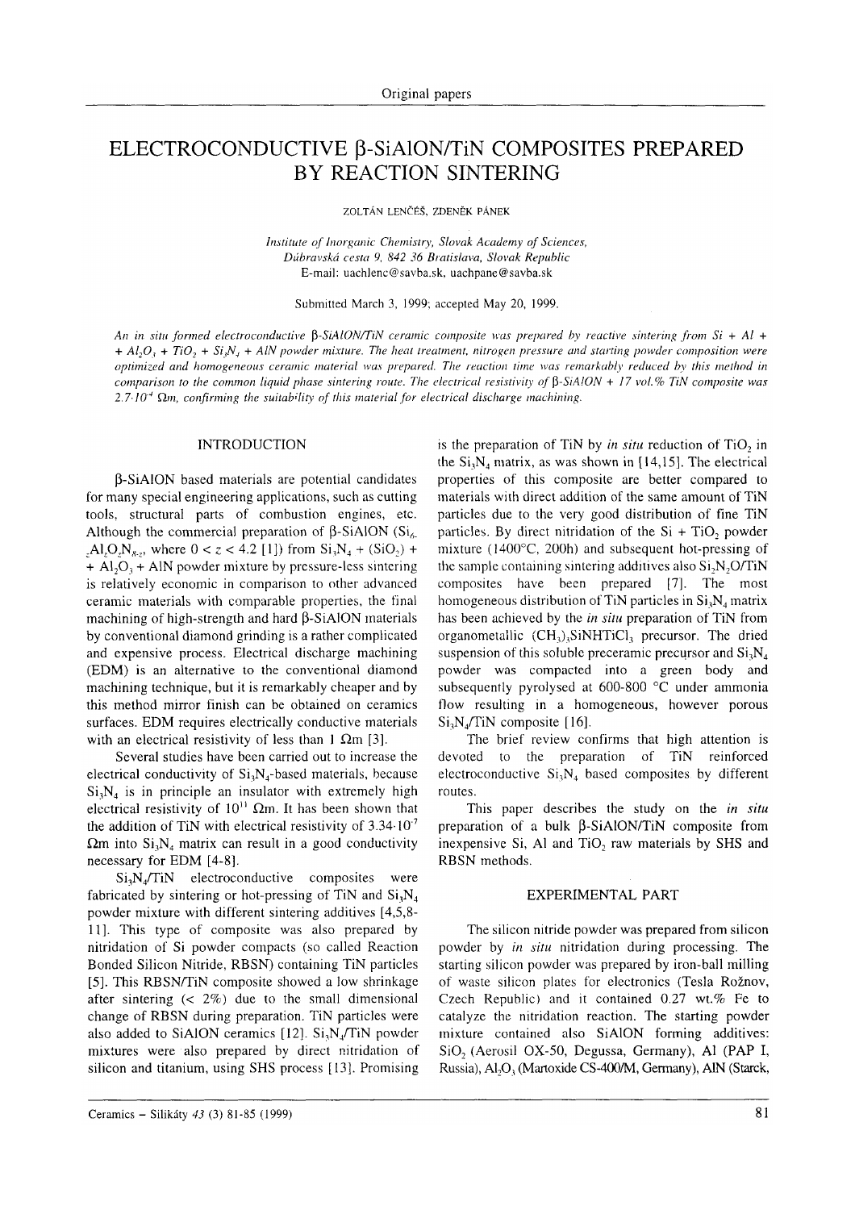Original papers

# ELECTROCONDUCTIVE β-SiAlON/TiN COMPOSITES PREPARED BY REACTION SINTERING

ZOLTÁN LENČÉŠ, ZDENĚK PÁNEK

*Institute of Inorganic Chemistry, Slovak Academy of Sciences, Dúbravská cesta 9, 842 36 Bratislava, Slovak Republic*
E-mail: uachlenc@savba.sk, uachpane@savba.sk

Submitted March 3, 1999; accepted May 20, 1999.

*An in situ formed electroconductive β-SiAlON/TiN ceramic composite was prepared by reactive sintering from Si + Al + + $Al_2O_3$ + $TiO_2$ + $Si_3N_4$ + AlN powder mixture. The heat treatment, nitrogen pressure and starting powder composition were optimized and homogeneous ceramic material was prepared. The reaction time was remarkably reduced by this method in comparison to the common liquid phase sintering route. The electrical resistivity of β-SiAlON + 17 vol.% TiN composite was $2.7 \cdot 10^{-4}$ Ωm, confirming the suitability of this material for electrical discharge machining.*

## INTRODUCTION

β-SiAlON based materials are potential candidates for many special engineering applications, such as cutting tools, structural parts of combustion engines, etc. Although the commercial preparation of β-SiAlON ($Si_{6-z}Al_zO_zN_{8-z}$, where $0 < z < 4.2$ [1]) from $Si_3N_4$ + ($SiO_2$) + + $Al_2O_3$ + AlN powder mixture by pressure-less sintering is relatively economic in comparison to other advanced ceramic materials with comparable properties, the final machining of high-strength and hard β-SiAlON materials by conventional diamond grinding is a rather complicated and expensive process. Electrical discharge machining (EDM) is an alternative to the conventional diamond machining technique, but it is remarkably cheaper and by this method mirror finish can be obtained on ceramics surfaces. EDM requires electrically conductive materials with an electrical resistivity of less than 1 Ωm [3].

Several studies have been carried out to increase the electrical conductivity of $Si_3N_4$-based materials, because $Si_3N_4$ is in principle an insulator with extremely high electrical resistivity of $10^{11}$ Ωm. It has been shown that the addition of TiN with electrical resistivity of $3.34 \cdot 10^{-7}$ Ωm into $Si_3N_4$ matrix can result in a good conductivity necessary for EDM [4-8].

$Si_3N_4$/TiN electroconductive composites were fabricated by sintering or hot-pressing of TiN and $Si_3N_4$ powder mixture with different sintering additives [4,5,8-11]. This type of composite was also prepared by nitridation of Si powder compacts (so called Reaction Bonded Silicon Nitride, RBSN) containing TiN particles [5]. This RBSN/TiN composite showed a low shrinkage after sintering (< 2%) due to the small dimensional change of RBSN during preparation. TiN particles were also added to SiAlON ceramics [12]. $Si_3N_4$/TiN powder mixtures were also prepared by direct nitridation of silicon and titanium, using SHS process [13]. Promising is the preparation of TiN by *in situ* reduction of $TiO_2$ in the $Si_3N_4$ matrix, as was shown in [14,15]. The electrical properties of this composite are better compared to materials with direct addition of the same amount of TiN particles due to the very good distribution of fine TiN particles. By direct nitridation of the Si + $TiO_2$ powder mixture (1400°C, 200h) and subsequent hot-pressing of the sample containing sintering additives also $Si_2N_2O$/TiN composites have been prepared [7]. The most homogeneous distribution of TiN particles in $Si_3N_4$ matrix has been achieved by the *in situ* preparation of TiN from organometallic $(CH_3)_3SiNHTiCl_3$ precursor. The dried suspension of this soluble preceramic precursor and $Si_3N_4$ powder was compacted into a green body and subsequently pyrolysed at 600-800 °C under ammonia flow resulting in a homogeneous, however porous $Si_3N_4$/TiN composite [16].

The brief review confirms that high attention is devoted to the preparation of TiN reinforced electroconductive $Si_3N_4$ based composites by different routes.

This paper describes the study on the *in situ* preparation of a bulk β-SiAlON/TiN composite from inexpensive Si, Al and $TiO_2$ raw materials by SHS and RBSN methods.

## EXPERIMENTAL PART

The silicon nitride powder was prepared from silicon powder by *in situ* nitridation during processing. The starting silicon powder was prepared by iron-ball milling of waste silicon plates for electronics (Tesla Rožnov, Czech Republic) and it contained 0.27 wt.% Fe to catalyze the nitridation reaction. The starting powder mixture contained also SiAlON forming additives: $SiO_2$ (Aerosil OX-50, Degussa, Germany), Al (PAP I, Russia), $Al_2O_3$ (Martoxide CS-400/M, Germany), AlN (Starck,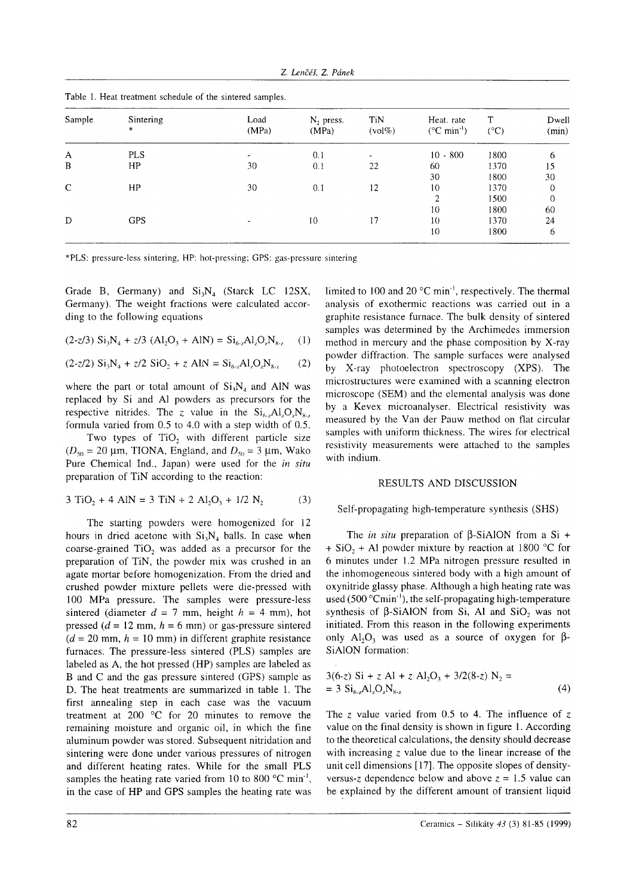Table 1. Heat treatment schedule of the sintered samples.

| Sample | Sintering * | Load (MPa) | $N_2$ press. (MPa) | TiN (vol%) | Heat. rate (°C $min^{-1}$) | T (°C) | Dwell (min) |
|---|---|---|---|---|---|---|---|
| A | PLS | - | 0.1 | - | 10 - 800 | 1800 | 6 |
| B | HP | 30 | 0.1 | 22 | 60 | 1370 | 15 |
| | | | | | 30 | 1800 | 30 |
| C | HP | 30 | 0.1 | 12 | 10 | 1370 | 0 |
| | | | | | 2 | 1500 | 0 |
| | | | | | 10 | 1800 | 60 |
| D | GPS | - | 10 | 17 | 10 | 1370 | 24 |
| | | | | | 10 | 1800 | 6 |

*PLS: pressure-less sintering, HP: hot-pressing; GPS: gas-pressure sintering

Grade B, Germany) and $Si_3N_4$ (Starck LC 12SX, Germany). The weight fractions were calculated according to the following equations

$$(2\text{-}z/3)\ Si_3N_4 + z/3\ (Al_2O_3 + AlN) = Si_{6-z}Al_zO_zN_{8-z} \quad (1)$$

$$(2\text{-}z/2)\ Si_3N_4 + z/2\ SiO_2 + z\ AlN = Si_{6-z}Al_zO_zN_{8-z} \quad (2)$$

where the part or total amount of $Si_3N_4$ and AlN was replaced by Si and Al powders as precursors for the respective nitrides. The $z$ value in the $Si_{6-z}Al_zO_zN_{8-z}$ formula varied from 0.5 to 4.0 with a step width of 0.5.

Two types of $TiO_2$ with different particle size ($D_{50}$ = 20 µm, TIONA, England, and $D_{50}$ = 3 µm, Wako Pure Chemical Ind., Japan) were used for the *in situ* preparation of TiN according to the reaction:

$$3\ TiO_2 + 4\ AlN = 3\ TiN + 2\ Al_2O_3 + 1/2\ N_2 \quad (3)$$

The starting powders were homogenized for 12 hours in dried acetone with $Si_3N_4$ balls. In case when coarse-grained $TiO_2$ was added as a precursor for the preparation of TiN, the powder mix was crushed in an agate mortar before homogenization. From the dried and crushed powder mixture pellets were die-pressed with 100 MPa pressure. The samples were pressure-less sintered (diameter $d$ = 7 mm, height $h$ = 4 mm), hot pressed ($d$ = 12 mm, $h$ = 6 mm) or gas-pressure sintered ($d$ = 20 mm, $h$ = 10 mm) in different graphite resistance furnaces. The pressure-less sintered (PLS) samples are labeled as A, the hot pressed (HP) samples are labeled as B and C and the gas pressure sintered (GPS) sample as D. The heat treatments are summarized in table 1. The first annealing step in each case was the vacuum treatment at 200 °C for 20 minutes to remove the remaining moisture and organic oil, in which the fine aluminum powder was stored. Subsequent nitridation and sintering were done under various pressures of nitrogen and different heating rates. While for the small PLS samples the heating rate varied from 10 to 800 °C $min^{-1}$, in the case of HP and GPS samples the heating rate was limited to 100 and 20 °C $min^{-1}$, respectively. The thermal analysis of exothermic reactions was carried out in a graphite resistance furnace. The bulk density of sintered samples was determined by the Archimedes immersion method in mercury and the phase composition by X-ray powder diffraction. The sample surfaces were analysed by X-ray photoelectron spectroscopy (XPS). The microstructures were examined with a scanning electron microscope (SEM) and the elemental analysis was done by a Kevex microanalyser. Electrical resistivity was measured by the Van der Pauw method on flat circular samples with uniform thickness. The wires for electrical resistivity measurements were attached to the samples with indium.

## RESULTS AND DISCUSSION

### Self-propagating high-temperature synthesis (SHS)

The *in situ* preparation of β-SiAlON from a Si + $SiO_2$ + Al powder mixture by reaction at 1800 °C for 6 minutes under 1.2 MPa nitrogen pressure resulted in the inhomogeneous sintered body with a high amount of oxynitride glassy phase. Although a high heating rate was used (500 °C$min^{-1}$), the self-propagating high-temperature synthesis of β-SiAlON from Si, Al and $SiO_2$ was not initiated. From this reason in the following experiments only $Al_2O_3$ was used as a source of oxygen for β-SiAlON formation:

$$3(6\text{-}z)\ Si + z\ Al + z\ Al_2O_3 + 3/2(8\text{-}z)\ N_2 = 3\ Si_{6-z}Al_zO_zN_{8-z} \quad (4)$$

The $z$ value varied from 0.5 to 4. The influence of $z$ value on the final density is shown in figure 1. According to the theoretical calculations, the density should decrease with increasing $z$ value due to the linear increase of the unit cell dimensions [17]. The opposite slopes of density-versus-$z$ dependence below and above $z$ = 1.5 value can be explained by the different amount of transient liquid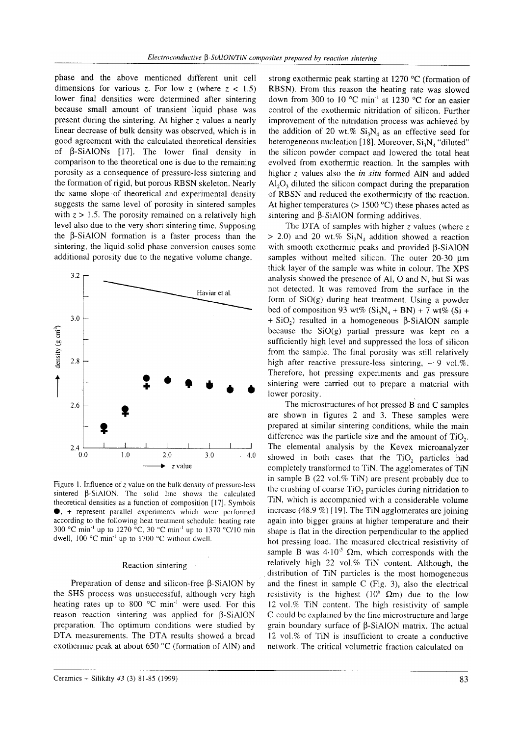phase and the above mentioned different unit cell dimensions for various z. For low z (where $z < 1.5$) lower final densities were determined after sintering because small amount of transient liquid phase was present during the sintering. At higher z values a nearly linear decrease of bulk density was observed, which is in good agreement with the calculated theoretical densities of β-SiAlONs [17]. The lower final density in comparison to the theoretical one is due to the remaining porosity as a consequence of pressure-less sintering and the formation of rigid, but porous RBSN skeleton. Nearly the same slope of theoretical and experimental density suggests the same level of porosity in sintered samples with $z > 1.5$. The porosity remained on a relatively high level also due to the very short sintering time. Supposing the β-SiAlON formation is a faster process than the sintering, the liquid-solid phase conversion causes some additional porosity due to the negative volume change.

Figure 1. Influence of z value on the bulk density of pressure-less sintered β-SiAlON. The solid line shows the calculated theoretical densities as a function of composition [17]. Symbols ●, + represent parallel experiments which were performed according to the following heat treatment schedule: heating rate 300 °C min$^{-1}$ up to 1270 °C, 30 °C min$^{-1}$ up to 1370 °C/10 min dwell, 100 °C min$^{-1}$ up to 1700 °C without dwell.

## Reaction sintering

Preparation of dense and silicon-free β-SiAlON by the SHS process was unsuccessful, although very high heating rates up to 800 °C min$^{-1}$ were used. For this reason reaction sintering was applied for β-SiAlON preparation. The optimum conditions were studied by DTA measurements. The DTA results showed a broad exothermic peak at about 650 °C (formation of AlN) and strong exothermic peak starting at 1270 °C (formation of RBSN). From this reason the heating rate was slowed down from 300 to 10 °C min$^{-1}$ at 1230 °C for an easier control of the exothermic nitridation of silicon. Further improvement of the nitridation process was achieved by the addition of 20 wt.% $Si_3N_4$ as an effective seed for heterogeneous nucleation [18]. Moreover, $Si_3N_4$ "diluted" the silicon powder compact and lowered the total heat evolved from exothermic reaction. In the samples with higher z values also the *in situ* formed AlN and added $Al_2O_3$ diluted the silicon compact during the preparation of RBSN and reduced the exothermicity of the reaction. At higher temperatures (> 1500 °C) these phases acted as sintering and β-SiAlON forming additives.

The DTA of samples with higher z values (where $z > 2.0$) and 20 wt.% $Si_3N_4$ addition showed a reaction with smooth exothermic peaks and provided β-SiAlON samples without melted silicon. The outer 20-30 μm thick layer of the sample was white in colour. The XPS analysis showed the presence of Al, O and N, but Si was not detected. It was removed from the surface in the form of SiO(g) during heat treatment. Using a powder bed of composition 93 wt% ($Si_3N_4$ + BN) + 7 wt% (Si + $SiO_2$) resulted in a homogeneous β-SiAlON sample because the SiO(g) partial pressure was kept on a sufficiently high level and suppressed the loss of silicon from the sample. The final porosity was still relatively high after reactive pressure-less sintering, ~ 9 vol.%. Therefore, hot pressing experiments and gas pressure sintering were carried out to prepare a material with lower porosity.

The microstructures of hot pressed B and C samples are shown in figures 2 and 3. These samples were prepared at similar sintering conditions, while the main difference was the particle size and the amount of $TiO_2$. The elemental analysis by the Kevex microanalyzer showed in both cases that the $TiO_2$ particles had completely transformed to TiN. The agglomerates of TiN in sample B (22 vol.% TiN) are present probably due to the crushing of coarse $TiO_2$ particles during nitridation to TiN, which is accompanied with a considerable volume increase (48.9 %) [19]. The TiN agglomerates are joining again into bigger grains at higher temperature and their shape is flat in the direction perpendicular to the applied hot pressing load. The measured electrical resistivity of sample B was $4 \cdot 10^{-5}$ Ωm, which corresponds with the relatively high 22 vol.% TiN content. Although, the distribution of TiN particles is the most homogeneous and the finest in sample C (Fig. 3), also the electrical resistivity is the highest ($10^6$ Ωm) due to the low 12 vol.% TiN content. The high resistivity of sample C could be explained by the fine microstructure and large grain boundary surface of β-SiAlON matrix. The actual 12 vol.% of TiN is insufficient to create a conductive network. The critical volumetric fraction calculated on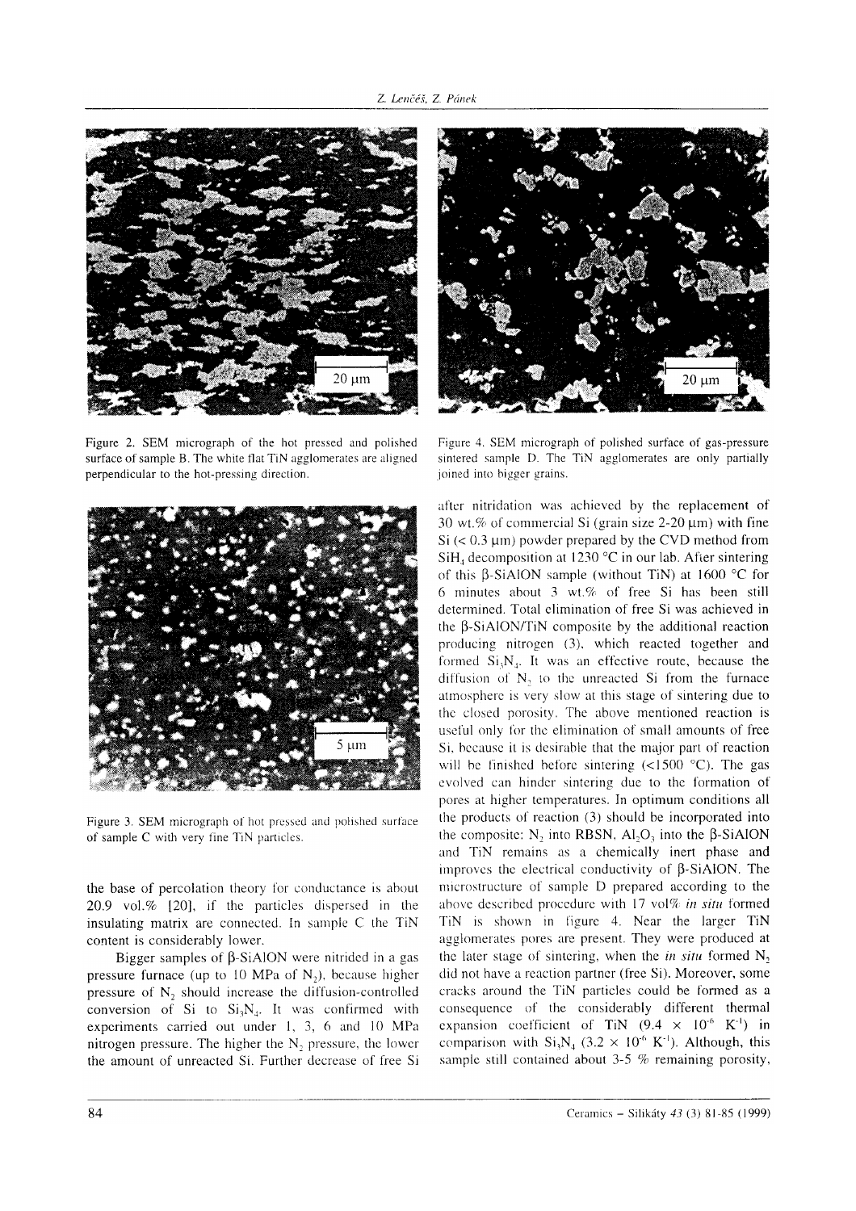Figure 2. SEM micrograph of the hot pressed and polished surface of sample B. The white flat TiN agglomerates are aligned perpendicular to the hot-pressing direction.

Figure 3. SEM micrograph of hot pressed and polished surface of sample C with very fine TiN particles.

the base of percolation theory for conductance is about 20.9 vol.% [20], if the particles dispersed in the insulating matrix are connected. In sample C the TiN content is considerably lower.

Bigger samples of β-SiAlON were nitrided in a gas pressure furnace (up to 10 MPa of $N_2$), because higher pressure of $N_2$ should increase the diffusion-controlled conversion of Si to $Si_3N_4$. It was confirmed with experiments carried out under 1, 3, 6 and 10 MPa nitrogen pressure. The higher the $N_2$ pressure, the lower the amount of unreacted Si. Further decrease of free Si after nitridation was achieved by the replacement of 30 wt.% of commercial Si (grain size 2-20 μm) with fine Si (< 0.3 μm) powder prepared by the CVD method from $SiH_4$ decomposition at 1230 °C in our lab. After sintering of this β-SiAlON sample (without TiN) at 1600 °C for 6 minutes about 3 wt.% of free Si has been still determined. Total elimination of free Si was achieved in the β-SiAlON/TiN composite by the additional reaction producing nitrogen (3), which reacted together and formed $Si_3N_4$. It was an effective route, because the diffusion of $N_2$ to the unreacted Si from the furnace atmosphere is very slow at this stage of sintering due to the closed porosity. The above mentioned reaction is useful only for the elimination of small amounts of free Si, because it is desirable that the major part of reaction will be finished before sintering (<1500 °C). The gas evolved can hinder sintering due to the formation of pores at higher temperatures. In optimum conditions all the products of reaction (3) should be incorporated into the composite: $N_2$ into RBSN, $Al_2O_3$ into the β-SiAlON and TiN remains as a chemically inert phase and improves the electrical conductivity of β-SiAlON. The microstructure of sample D prepared according to the above described procedure with 17 vol% *in situ* formed TiN is shown in figure 4. Near the larger TiN agglomerates pores are present. They were produced at the later stage of sintering, when the *in situ* formed $N_2$ did not have a reaction partner (free Si). Moreover, some cracks around the TiN particles could be formed as a consequence of the considerably different thermal expansion coefficient of TiN ($9.4 \times 10^{-6}$ $K^{-1}$) in comparison with $Si_3N_4$ ($3.2 \times 10^{-6}$ $K^{-1}$). Although, this sample still contained about 3-5 % remaining porosity,

Figure 4. SEM micrograph of polished surface of gas-pressure sintered sample D. The TiN agglomerates are only partially joined into bigger grains.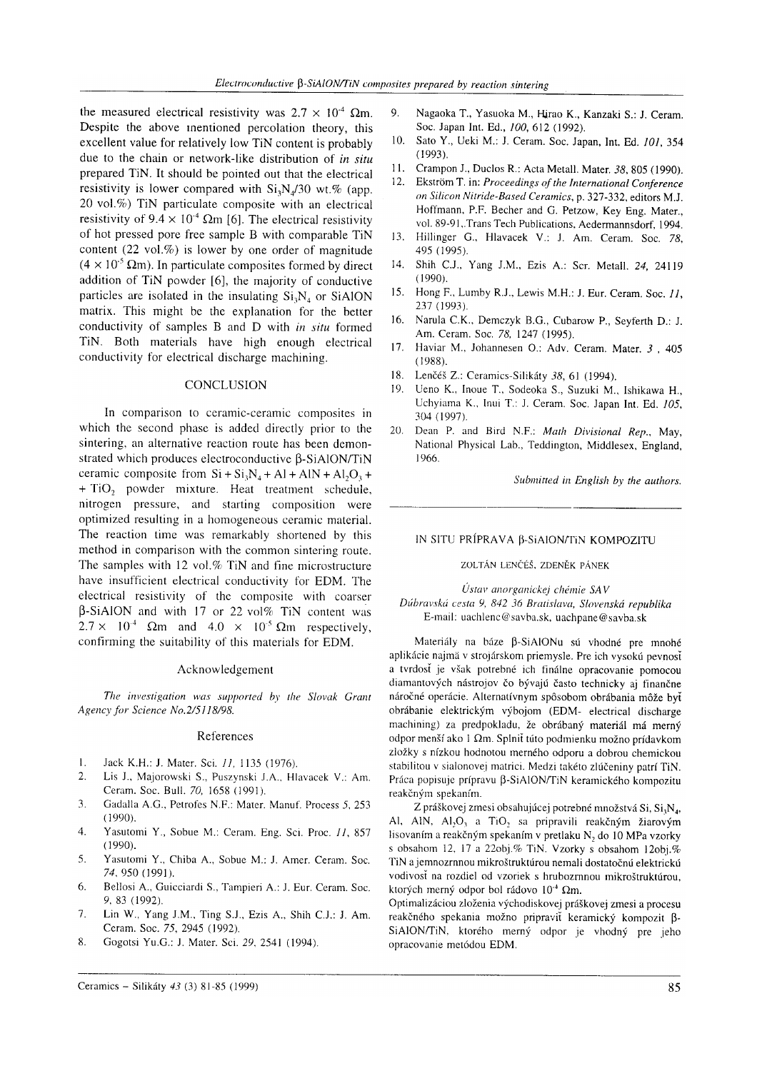the measured electrical resistivity was $2.7 \times 10^{-4}$ Ωm. Despite the above mentioned percolation theory, this excellent value for relatively low TiN content is probably due to the chain or network-like distribution of *in situ* prepared TiN. It should be pointed out that the electrical resistivity is lower compared with $Si_3N_4$/30 wt.% (app. 20 vol.%) TiN particulate composite with an electrical resistivity of $9.4 \times 10^{-4}$ Ωm [6]. The electrical resistivity of hot pressed pore free sample B with comparable TiN content (22 vol.%) is lower by one order of magnitude ($4 \times 10^{-5}$ Ωm). In particulate composites formed by direct addition of TiN powder [6], the majority of conductive particles are isolated in the insulating $Si_3N_4$ or SiAlON matrix. This might be the explanation for the better conductivity of samples B and D with *in situ* formed TiN. Both materials have high enough electrical conductivity for electrical discharge machining.

## CONCLUSION

In comparison to ceramic-ceramic composites in which the second phase is added directly prior to the sintering, an alternative reaction route has been demonstrated which produces electroconductive β-SiAlON/TiN ceramic composite from Si + $Si_3N_4$ + Al + AlN + $Al_2O_3$ + + $TiO_2$ powder mixture. Heat treatment schedule, nitrogen pressure, and starting composition were optimized resulting in a homogeneous ceramic material. The reaction time was remarkably shortened by this method in comparison with the common sintering route. The samples with 12 vol.% TiN and fine microstructure have insufficient electrical conductivity for EDM. The electrical resistivity of the composite with coarser β-SiAlON and with 17 or 22 vol% TiN content was $2.7 \times 10^{-4}$ Ωm and $4.0 \times 10^{-5}$ Ωm respectively, confirming the suitability of this materials for EDM.

### Acknowledgement

*The investigation was supported by the Slovak Grant Agency for Science No.2/5118/98.*

### References

1. Jack K.H.: J. Mater. Sci. *11*, 1135 (1976).
2. Lis J., Majorowski S., Puszynski J.A., Hlavacek V.: Am. Ceram. Soc. Bull. *70*, 1658 (1991).
3. Gadalla A.G., Petrofes N.F.: Mater. Manuf. Process 5, 253 (1990).
4. Yasutomi Y., Sobue M.: Ceram. Eng. Sci. Proc. *11*, 857 (1990).
5. Yasutomi Y., Chiba A., Sobue M.: J. Amer. Ceram. Soc. *74*, 950 (1991).
6. Bellosi A., Guicciardi S., Tampieri A.: J. Eur. Ceram. Soc. *9*, 83 (1992).
7. Lin W., Yang J.M., Ting S.J., Ezis A., Shih C.J.: J. Am. Ceram. Soc. *75*, 2945 (1992).
8. Gogotsi Yu.G.: J. Mater. Sci. *29*, 2541 (1994).
9. Nagaoka T., Yasuoka M., Hirao K., Kanzaki S.: J. Ceram. Soc. Japan Int. Ed., *100*, 612 (1992).
10. Sato Y., Ueki M.: J. Ceram. Soc. Japan, Int. Ed. *101*, 354 (1993).
11. Crampon J., Duclos R.: Acta Metall. Mater. *38*, 805 (1990).
12. Ekström T. in: *Proceedings of the International Conference on Silicon Nitride-Based Ceramics*, p. 327-332, editors M.J. Hoffmann, P.F. Becher and G. Petzow, Key Eng. Mater., vol. 89-91, Trans Tech Publications, Aedermannsdorf, 1994.
13. Hillinger G., Hlavacek V.: J. Am. Ceram. Soc. *78*, 495 (1995).
14. Shih C.J., Yang J.M., Ezis A.: Scr. Metall. *24*, 24119 (1990).
15. Hong F., Lumby R.J., Lewis M.H.: J. Eur. Ceram. Soc. *11*, 237 (1993).
16. Narula C.K., Demczyk B.G., Cubarow P., Seyferth D.: J. Am. Ceram. Soc. *78*, 1247 (1995).
17. Haviar M., Johannesen O.: Adv. Ceram. Mater. *3* , 405 (1988).
18. Lenčéš Z.: Ceramics-Silikáty *38*, 61 (1994).
19. Ueno K., Inoue T., Sodeoka S., Suzuki M., Ishikawa H., Uchyiama K., Inui T.: J. Ceram. Soc. Japan Int. Ed. *105*, 304 (1997).
20. Dean P. and Bird N.F.: *Math Divisional Rep.*, May, National Physical Lab., Teddington, Middlesex, England, 1966.

*Submitted in English by the authors.*

---

## IN SITU PRÍPRAVA β-SiAlON/TiN KOMPOZITU

ZOLTÁN LENČÉŠ, ZDENĚK PÁNEK

*Ústav anorganickej chémie SAV*
*Dúbravská cesta 9, 842 36 Bratislava, Slovenská republika*
E-mail: uachlenc@savba.sk, uachpane@savba.sk

Materiály na báze β-SiAlONu sú vhodné pre mnohé aplikácie najmä v strojárskom priemysle. Pre ich vysokú pevnosť a tvrdosť je však potrebné ich finálne opracovanie pomocou diamantových nástrojov čo bývajú často technicky aj finančne náročné operácie. Alternatívnym spôsobom obrábania môže byť obrábanie elektrickým výbojom (EDM- electrical discharge machining) za predpokladu, že obrábaný materiál má merný odpor menší ako 1 Ωm. Splniť túto podmienku možno prídavkom zložky s nízkou hodnotou merného odporu a dobrou chemickou stabilitou v sialonovej matrici. Medzi takéto zlúčeniny patrí TiN. Práca popisuje prípravu β-SiAlON/TiN keramického kompozitu reakčným spekaním.

Z práškovej zmesi obsahujúcej potrebné množstvá Si, $Si_3N_4$, Al, AlN, $Al_2O_3$ a $TiO_2$ sa pripravili reakčným žiarovým lisovaním a reakčným spekaním v pretlaku $N_2$ do 10 MPa vzorky s obsahom 12, 17 a 22obj.% TiN. Vzorky s obsahom 12obj.% TiN a jemnozrnnou mikroštruktúrou nemali dostatočnú elektrickú vodivosť na rozdiel od vzoriek s hrubozrnnou mikroštruktúrou, ktorých merný odpor bol rádovo $10^{-4}$ Ωm.

Optimalizáciou zloženia východiskovej práškovej zmesi a procesu reakčného spekania možno pripraviť keramický kompozit β-SiAlON/TiN, ktorého merný odpor je vhodný pre jeho opracovanie metódou EDM.